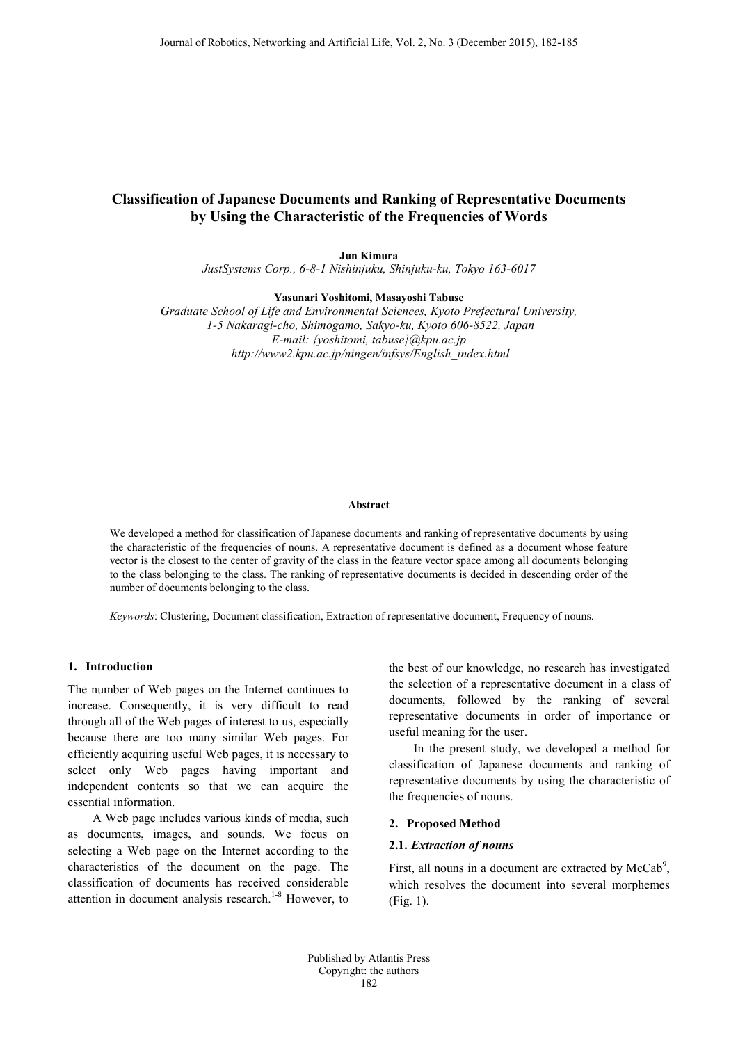# Classification of Japanese Documents and Ranking of Representative Documents by Using the Characteristic of the Frequencies of Words

**Jun Kimura**

*JustSystems Corp., 6-8-1 Nishinjuku, Shinjuku-ku, Tokyo 163-6017*

**Yasunari Yoshitomi, Masayoshi Tabuse**

*Graduate School of Life and Environmental Sciences, Kyoto Prefectural University, 1-5 Nakaragi-cho, Shimogamo, Sakyo-ku, Kyoto 606-8522, Japan*
*E-mail: {yoshitomi, tabuse}@kpu.ac.jp*
*http://www2.kpu.ac.jp/ningen/infsys/English_index.html*

**Abstract**

We developed a method for classification of Japanese documents and ranking of representative documents by using the characteristic of the frequencies of nouns. A representative document is defined as a document whose feature vector is the closest to the center of gravity of the class in the feature vector space among all documents belonging to the class belonging to the class. The ranking of representative documents is decided in descending order of the number of documents belonging to the class.

*Keywords*: Clustering, Document classification, Extraction of representative document, Frequency of nouns.

## 1. Introduction

The number of Web pages on the Internet continues to increase. Consequently, it is very difficult to read through all of the Web pages of interest to us, especially because there are too many similar Web pages. For efficiently acquiring useful Web pages, it is necessary to select only Web pages having important and independent contents so that we can acquire the essential information.

A Web page includes various kinds of media, such as documents, images, and sounds. We focus on selecting a Web page on the Internet according to the characteristics of the document on the page. The classification of documents has received considerable attention in document analysis research.[1-8] However, to the best of our knowledge, no research has investigated the selection of a representative document in a class of documents, followed by the ranking of several representative documents in order of importance or useful meaning for the user.

In the present study, we developed a method for classification of Japanese documents and ranking of representative documents by using the characteristic of the frequencies of nouns.

## 2. Proposed Method

### 2.1. *Extraction of nouns*

First, all nouns in a document are extracted by MeCab[9], which resolves the document into several morphemes (Fig. 1).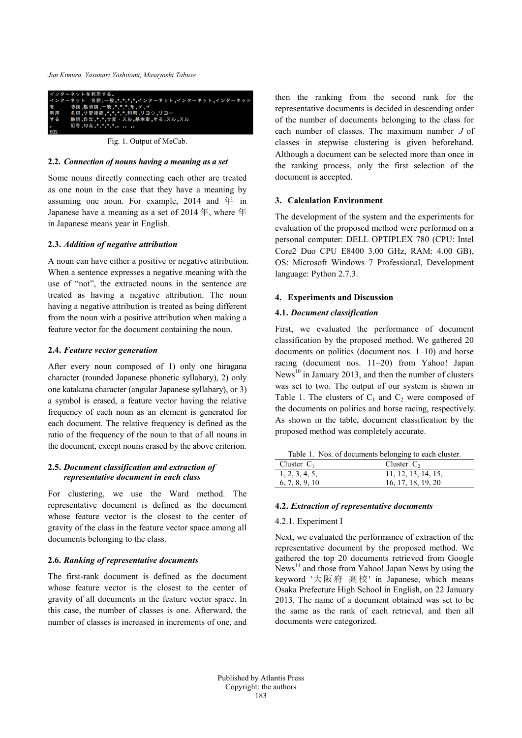```
インターネットを利用する。
インターネット　名詞,一般,*,*,*,*,インターネット,インターネット,インターネット
を　　助詞,格助詞,一般,*,*,*,を,ヲ,ヲ
利用　　名詞,サ変接続,*,*,*,*,利用,リヨウ,リヨー
する　　動詞,自立,*,*,サ変・スル,基本形,する,スル,スル
。　　記号,句点,*,*,*,*,。,。,。
EOS
```

Fig. 1. Output of MeCab.

### 2.2. *Connection of nouns having a meaning as a set*

Some nouns directly connecting each other are treated as one noun in the case that they have a meaning by assuming one noun. For example, 2014 and 年 in Japanese have a meaning as a set of 2014 年, where 年 in Japanese means year in English.

### 2.3. *Addition of negative attribution*

A noun can have either a positive or negative attribution. When a sentence expresses a negative meaning with the use of "not", the extracted nouns in the sentence are treated as having a negative attribution. The noun having a negative attribution is treated as being different from the noun with a positive attribution when making a feature vector for the document containing the noun.

### 2.4. *Feature vector generation*

After every noun composed of 1) only one hiragana character (rounded Japanese phonetic syllabary), 2) only one katakana character (angular Japanese syllabary), or 3) a symbol is erased, a feature vector having the relative frequency of each noun as an element is generated for each document. The relative frequency is defined as the ratio of the frequency of the noun to that of all nouns in the document, except nouns erased by the above criterion.

### 2.5. *Document classification and extraction of representative document in each class*

For clustering, we use the Ward method. The representative document is defined as the document whose feature vector is the closest to the center of gravity of the class in the feature vector space among all documents belonging to the class.

### 2.6. *Ranking of representative documents*

The first-rank document is defined as the document whose feature vector is the closest to the center of gravity of all documents in the feature vector space. In this case, the number of classes is one. Afterward, the number of classes is increased in increments of one, and then the ranking from the second rank for the representative documents is decided in descending order of the number of documents belonging to the class for each number of classes. The maximum number $J$ of classes in stepwise clustering is given beforehand. Although a document can be selected more than once in the ranking process, only the first selection of the document is accepted.

## 3. Calculation Environment

The development of the system and the experiments for evaluation of the proposed method were performed on a personal computer: DELL OPTIPLEX 780 (CPU: Intel Core2 Duo CPU E8400 3.00 GHz, RAM: 4.00 GB), OS: Microsoft Windows 7 Professional, Development language: Python 2.7.3.

## 4. Experiments and Discussion

### 4.1. *Document classification*

First, we evaluated the performance of document classification by the proposed method. We gathered 20 documents on politics (document nos. 1–10) and horse racing (document nos. 11–20) from Yahoo! Japan News[10] in January 2013, and then the number of clusters was set to two. The output of our system is shown in Table 1. The clusters of $C_1$ and $C_2$ were composed of the documents on politics and horse racing, respectively. As shown in the table, document classification by the proposed method was completely accurate.

Table 1. Nos. of documents belonging to each cluster.

| Cluster $C_1$ | Cluster $C_2$ |
|---|---|
| 1, 2, 3, 4, 5, 6, 7, 8, 9, 10 | 11, 12, 13, 14, 15, 16, 17, 18, 19, 20 |

### 4.2. *Extraction of representative documents*

#### 4.2.1. Experiment I

Next, we evaluated the performance of extraction of the representative document by the proposed method. We gathered the top 20 documents retrieved from Google News[11] and those from Yahoo! Japan News by using the keyword '大阪府　高校' in Japanese, which means Osaka Prefecture High School in English, on 22 January 2013. The name of a document obtained was set to be the same as the rank of each retrieval, and then all documents were categorized.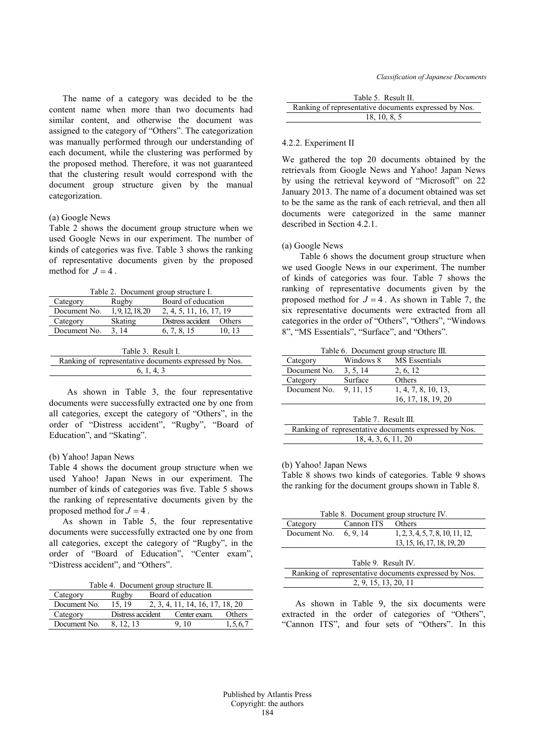The name of a category was decided to be the content name when more than two documents had similar content, and otherwise the document was assigned to the category of "Others". The categorization was manually performed through our understanding of each document, while the clustering was performed by the proposed method. Therefore, it was not guaranteed that the clustering result would correspond with the document group structure given by the manual categorization.

(a) Google News

Table 2 shows the document group structure when we used Google News in our experiment. The number of kinds of categories was five. Table 3 shows the ranking of representative documents given by the proposed method for $J = 4$.

Table 2. Document group structure I.

| Category | Rugby | Board of education | |
|---|---|---|---|
| Document No. | 1, 9, 12, 18, 20 | 2, 4, 5, 11, 16, 17, 19 | |
| Category | Skating | Distress accident | Others |
| Document No. | 3, 14 | 6, 7, 8, 15 | 10, 13 |

Table 3. Result I.

| Ranking of representative documents expressed by Nos. |
|---|
| 6, 1, 4, 3 |

As shown in Table 3, the four representative documents were successfully extracted one by one from all categories, except the category of "Others", in the order of "Distress accident", "Rugby", "Board of Education", and "Skating".

(b) Yahoo! Japan News

Table 4 shows the document group structure when we used Yahoo! Japan News in our experiment. The number of kinds of categories was five. Table 5 shows the ranking of representative documents given by the proposed method for $J = 4$.

As shown in Table 5, the four representative documents were successfully extracted one by one from all categories, except the category of "Rugby", in the order of "Board of Education", "Center exam", "Distress accident", and "Others".

Table 4. Document group structure II.

| Category | Rugby | Board of education | |
|---|---|---|---|
| Document No. | 15, 19 | 2, 3, 4, 11, 14, 16, 17, 18, 20 | |
| Category | Distress accident | Center exam. | Others |
| Document No. | 8, 12, 13 | 9, 10 | 1, 5, 6, 7 |

Table 5. Result II.

| Ranking of representative documents expressed by Nos. |
|---|
| 18, 10, 8, 5 |

#### 4.2.2. Experiment II

We gathered the top 20 documents obtained by the retrievals from Google News and Yahoo! Japan News by using the retrieval keyword of "Microsoft" on 22 January 2013. The name of a document obtained was set to be the same as the rank of each retrieval, and then all documents were categorized in the same manner described in Section 4.2.1.

(a) Google News

Table 6 shows the document group structure when we used Google News in our experiment. The number of kinds of categories was four. Table 7 shows the ranking of representative documents given by the proposed method for $J = 4$. As shown in Table 7, the six representative documents were extracted from all categories in the order of "Others", "Others", "Windows 8", "MS Essentials", "Surface", and "Others".

Table 6. Document group structure III.

| Category | Windows 8 | MS Essentials |
|---|---|---|
| Document No. | 3, 5, 14 | 2, 6, 12 |
| Category | Surface | Others |
| Document No. | 9, 11, 15 | 1, 4, 7, 8, 10, 13, 16, 17, 18, 19, 20 |

Table 7. Result III.

| Ranking of representative documents expressed by Nos. |
|---|
| 18, 4, 3, 6, 11, 20 |

(b) Yahoo! Japan News

Table 8 shows two kinds of categories. Table 9 shows the ranking for the document groups shown in Table 8.

Table 8. Document group structure IV.

| Category | Cannon ITS | Others |
|---|---|---|
| Document No. | 6, 9, 14 | 1, 2, 3, 4, 5, 7, 8, 10, 11, 12, 13, 15, 16, 17, 18, 19, 20 |

Table 9. Result IV.

| Ranking of representative documents expressed by Nos. |
|---|
| 2, 9, 15, 13, 20, 11 |

As shown in Table 9, the six documents were extracted in the order of categories of "Others", "Cannon ITS", and four sets of "Others". In this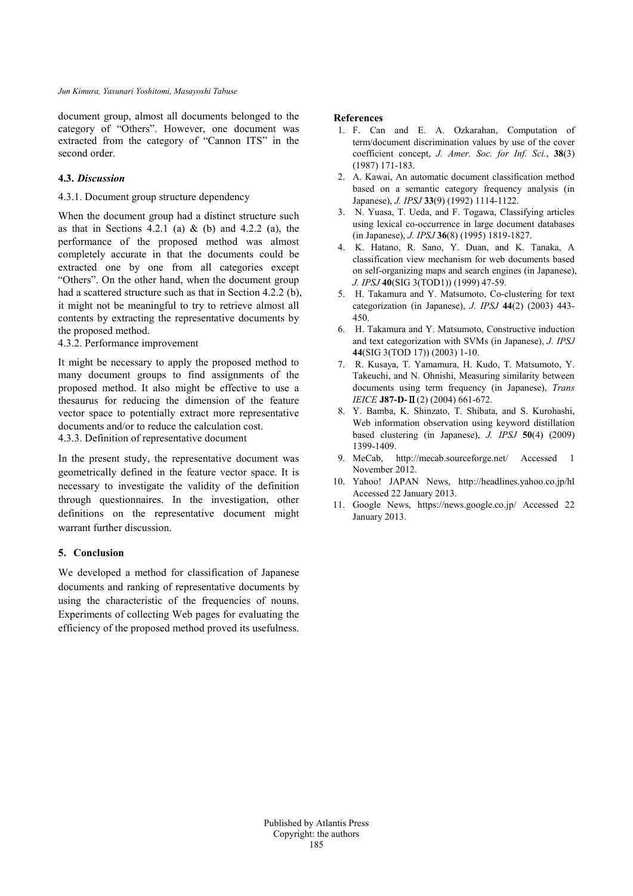document group, almost all documents belonged to the category of "Others". However, one document was extracted from the category of "Cannon ITS" in the second order.

### 4.3. *Discussion*

4.3.1. Document group structure dependency

When the document group had a distinct structure such as that in Sections 4.2.1 (a) & (b) and 4.2.2 (a), the performance of the proposed method was almost completely accurate in that the documents could be extracted one by one from all categories except "Others". On the other hand, when the document group had a scattered structure such as that in Section 4.2.2 (b), it might not be meaningful to try to retrieve almost all contents by extracting the representative documents by the proposed method.

4.3.2. Performance improvement

It might be necessary to apply the proposed method to many document groups to find assignments of the proposed method. It also might be effective to use a thesaurus for reducing the dimension of the feature vector space to potentially extract more representative documents and/or to reduce the calculation cost.

4.3.3. Definition of representative document

In the present study, the representative document was geometrically defined in the feature vector space. It is necessary to investigate the validity of the definition through questionnaires. In the investigation, other definitions on the representative document might warrant further discussion.

## 5. Conclusion

We developed a method for classification of Japanese documents and ranking of representative documents by using the characteristic of the frequencies of nouns. Experiments of collecting Web pages for evaluating the efficiency of the proposed method proved its usefulness.

### References

1. F. Can and E. A. Ozkarahan, Computation of term/document discrimination values by use of the cover coefficient concept, *J. Amer. Soc. for Inf. Sci.*, **38**(3) (1987) 171-183.
2. A. Kawai, An automatic document classification method based on a semantic category frequency analysis (in Japanese), *J. IPSJ* **33**(9) (1992) 1114-1122.
3. N. Yuasa, T. Ueda, and F. Togawa, Classifying articles using lexical co-occurrence in large document databases (in Japanese), *J. IPSJ* **36**(8) (1995) 1819-1827.
4. K. Hatano, R. Sano, Y. Duan, and K. Tanaka, A classification view mechanism for web documents based on self-organizing maps and search engines (in Japanese), *J. IPSJ* **40**(SIG 3(TOD1)) (1999) 47-59.
5. H. Takamura and Y. Matsumoto, Co-clustering for text categorization (in Japanese), *J. IPSJ* **44**(2) (2003) 443-450.
6. H. Takamura and Y. Matsumoto, Constructive induction and text categorization with SVMs (in Japanese), *J. IPSJ* **44**(SIG 3(TOD 17)) (2003) 1-10.
7. R. Kusaya, T. Yamamura, H. Kudo, T. Matsumoto, Y. Takeuchi, and N. Ohnishi, Measuring similarity between documents using term frequency (in Japanese), *Trans IEICE* **J87-D-Ⅱ**(2) (2004) 661-672.
8. Y. Bamba, K. Shinzato, T. Shibata, and S. Kurohashi, Web information observation using keyword distillation based clustering (in Japanese), *J. IPSJ* **50**(4) (2009) 1399-1409.
9. MeCab, http://mecab.sourceforge.net/ Accessed 1 November 2012.
10. Yahoo! JAPAN News, http://headlines.yahoo.co.jp/hl Accessed 22 January 2013.
11. Google News, https://news.google.co.jp/ Accessed 22 January 2013.